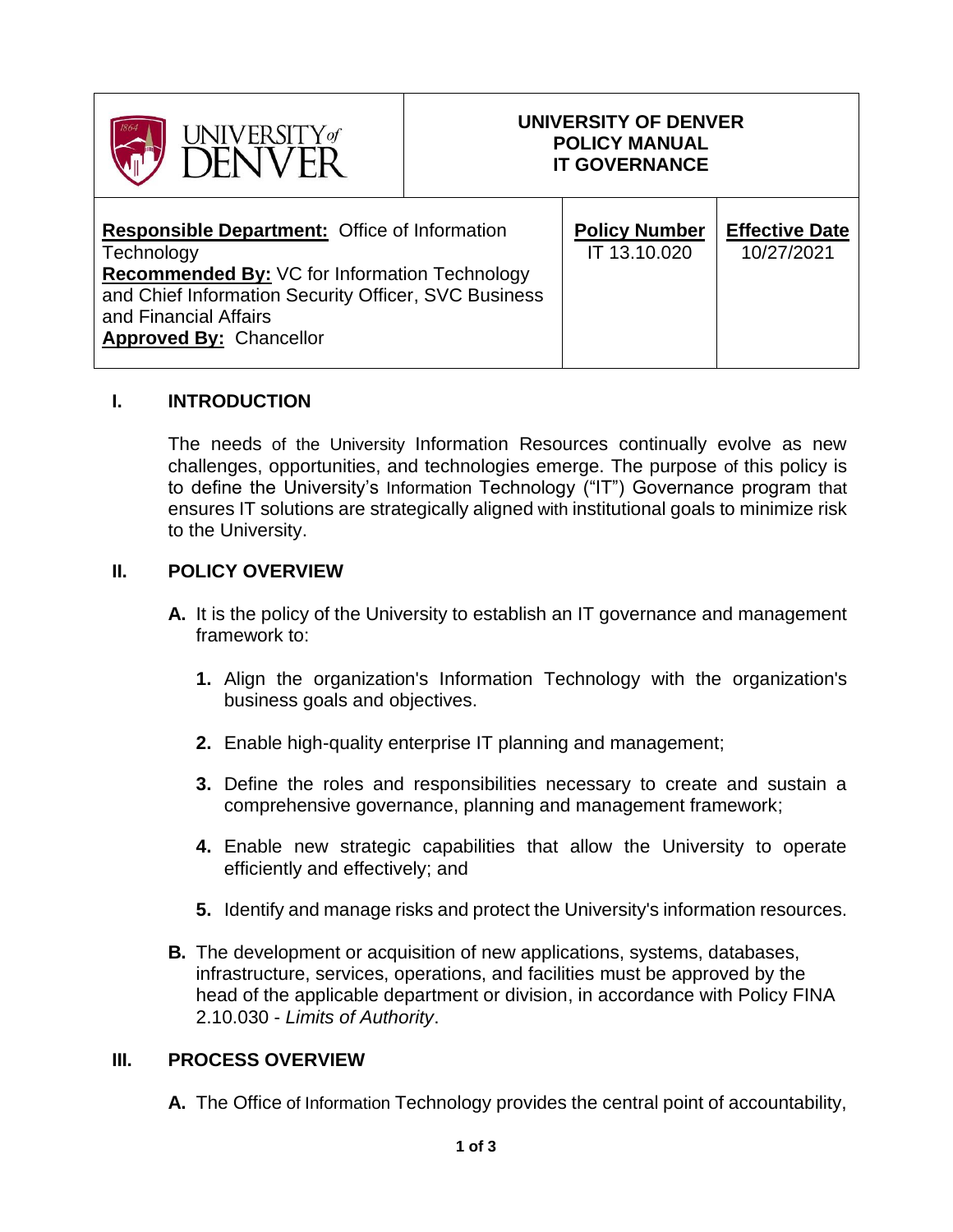| UNIVERSITY of DENVER | UNIVERSITY OF DENVER<br>POLICY MANUAL<br>IT GOVERNANCE | |
|---|---|---|
| **Responsible Department:** Office of Information Technology<br>**Recommended By:** VC for Information Technology and Chief Information Security Officer, SVC Business and Financial Affairs<br>**Approved By:** Chancellor | **Policy Number**<br>IT 13.10.020 | **Effective Date**<br>10/27/2021 |

## I. INTRODUCTION

The needs of the University Information Resources continually evolve as new challenges, opportunities, and technologies emerge. The purpose of this policy is to define the University's Information Technology ("IT") Governance program that ensures IT solutions are strategically aligned with institutional goals to minimize risk to the University.

## II. POLICY OVERVIEW

**A.** It is the policy of the University to establish an IT governance and management framework to:

1. Align the organization's Information Technology with the organization's business goals and objectives.
2. Enable high-quality enterprise IT planning and management;
3. Define the roles and responsibilities necessary to create and sustain a comprehensive governance, planning and management framework;
4. Enable new strategic capabilities that allow the University to operate efficiently and effectively; and
5. Identify and manage risks and protect the University's information resources.

**B.** The development or acquisition of new applications, systems, databases, infrastructure, services, operations, and facilities must be approved by the head of the applicable department or division, in accordance with Policy FINA 2.10.030 - *Limits of Authority*.

## III. PROCESS OVERVIEW

**A.** The Office of Information Technology provides the central point of accountability,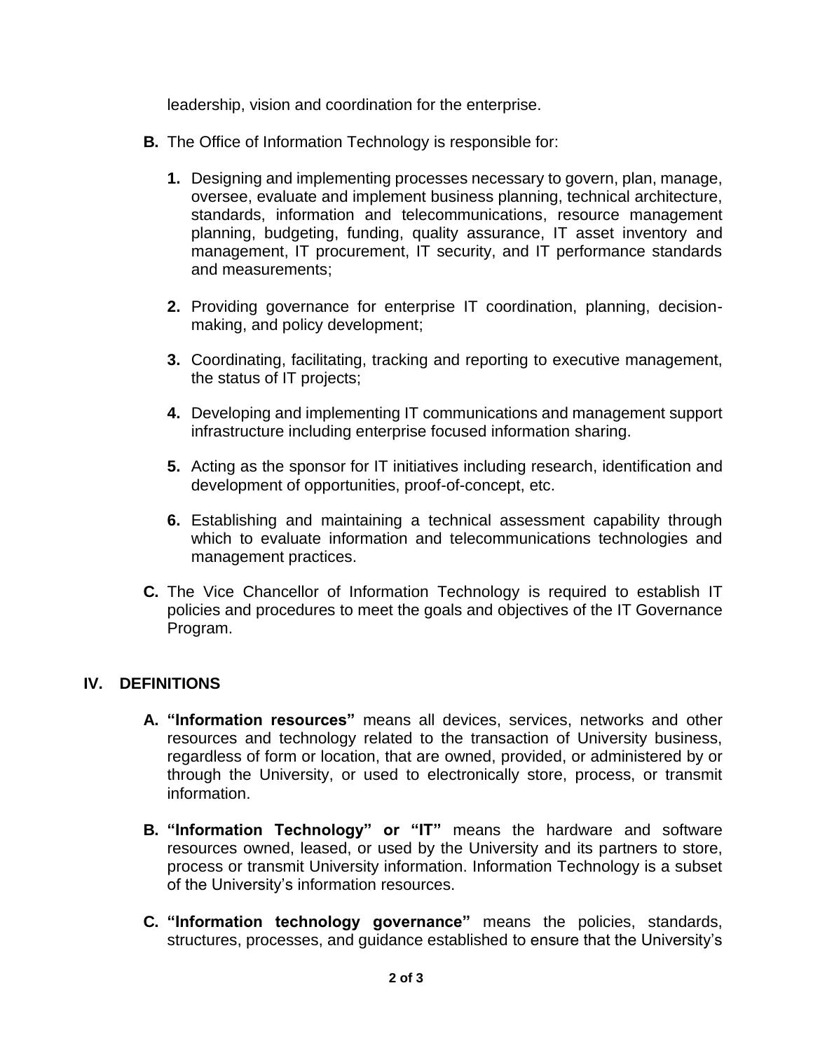leadership, vision and coordination for the enterprise.

**B.** The Office of Information Technology is responsible for:

1. Designing and implementing processes necessary to govern, plan, manage, oversee, evaluate and implement business planning, technical architecture, standards, information and telecommunications, resource management planning, budgeting, funding, quality assurance, IT asset inventory and management, IT procurement, IT security, and IT performance standards and measurements;

2. Providing governance for enterprise IT coordination, planning, decision-making, and policy development;

3. Coordinating, facilitating, tracking and reporting to executive management, the status of IT projects;

4. Developing and implementing IT communications and management support infrastructure including enterprise focused information sharing.

5. Acting as the sponsor for IT initiatives including research, identification and development of opportunities, proof-of-concept, etc.

6. Establishing and maintaining a technical assessment capability through which to evaluate information and telecommunications technologies and management practices.

**C.** The Vice Chancellor of Information Technology is required to establish IT policies and procedures to meet the goals and objectives of the IT Governance Program.

## IV. DEFINITIONS

**A. "Information resources"** means all devices, services, networks and other resources and technology related to the transaction of University business, regardless of form or location, that are owned, provided, or administered by or through the University, or used to electronically store, process, or transmit information.

**B. "Information Technology" or "IT"** means the hardware and software resources owned, leased, or used by the University and its partners to store, process or transmit University information. Information Technology is a subset of the University's information resources.

**C. "Information technology governance"** means the policies, standards, structures, processes, and guidance established to ensure that the University's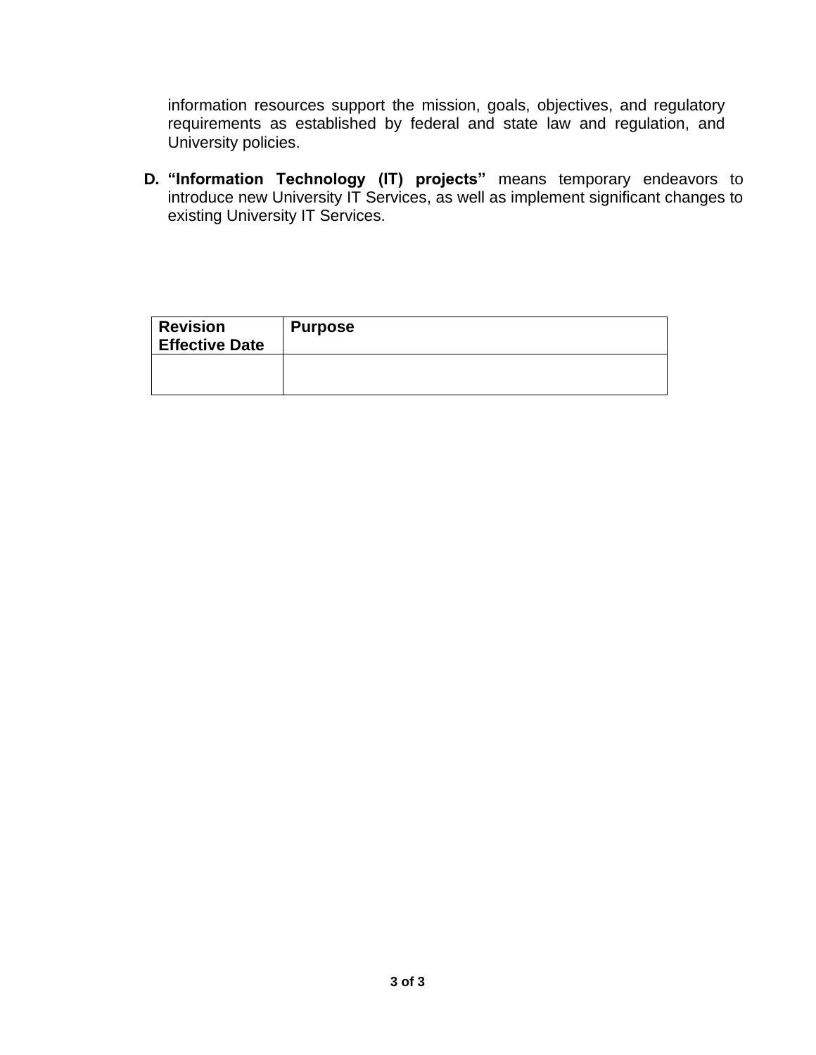information resources support the mission, goals, objectives, and regulatory requirements as established by federal and state law and regulation, and University policies.

D. **"Information Technology (IT) projects"** means temporary endeavors to introduce new University IT Services, as well as implement significant changes to existing University IT Services.

| **Revision Effective Date** | **Purpose** |
|---|---|
| | |